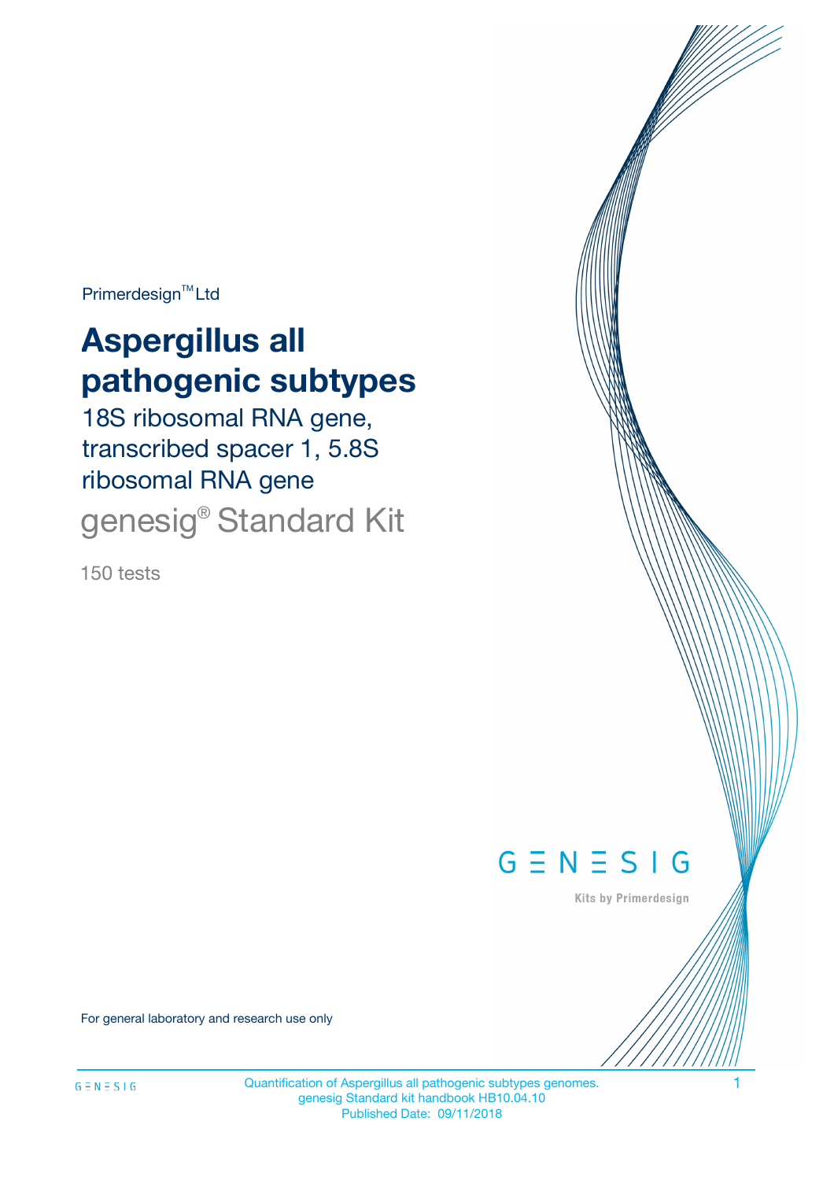Primerdesign™ Ltd

# Aspergillus all pathogenic subtypes

18S ribosomal RNA gene, transcribed spacer 1, 5.8S ribosomal RNA gene

genesig® Standard Kit

150 tests

GENESIG

Kits by Primerdesign

For general laboratory and research use only

Quantification of Aspergillus all pathogenic subtypes genomes.
genesig Standard kit handbook HB10.04.10
Published Date: 09/11/2018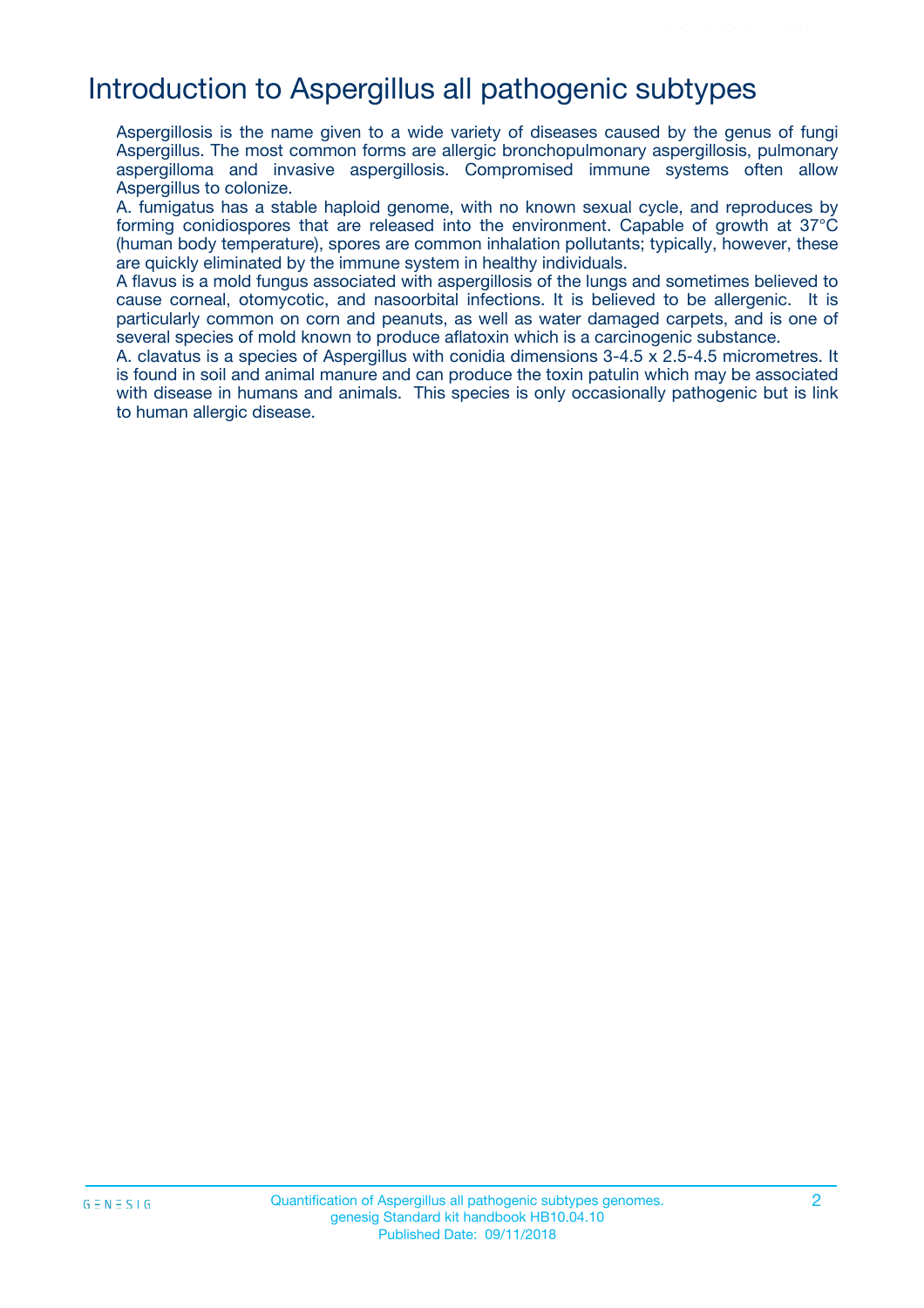# Introduction to Aspergillus all pathogenic subtypes

Aspergillosis is the name given to a wide variety of diseases caused by the genus of fungi Aspergillus. The most common forms are allergic bronchopulmonary aspergillosis, pulmonary aspergilloma and invasive aspergillosis. Compromised immune systems often allow Aspergillus to colonize.

A. fumigatus has a stable haploid genome, with no known sexual cycle, and reproduces by forming conidiospores that are released into the environment. Capable of growth at 37°C (human body temperature), spores are common inhalation pollutants; typically, however, these are quickly eliminated by the immune system in healthy individuals.

A flavus is a mold fungus associated with aspergillosis of the lungs and sometimes believed to cause corneal, otomycotic, and nasoorbital infections. It is believed to be allergenic. It is particularly common on corn and peanuts, as well as water damaged carpets, and is one of several species of mold known to produce aflatoxin which is a carcinogenic substance.

A. clavatus is a species of Aspergillus with conidia dimensions 3-4.5 x 2.5-4.5 micrometres. It is found in soil and animal manure and can produce the toxin patulin which may be associated with disease in humans and animals. This species is only occasionally pathogenic but is link to human allergic disease.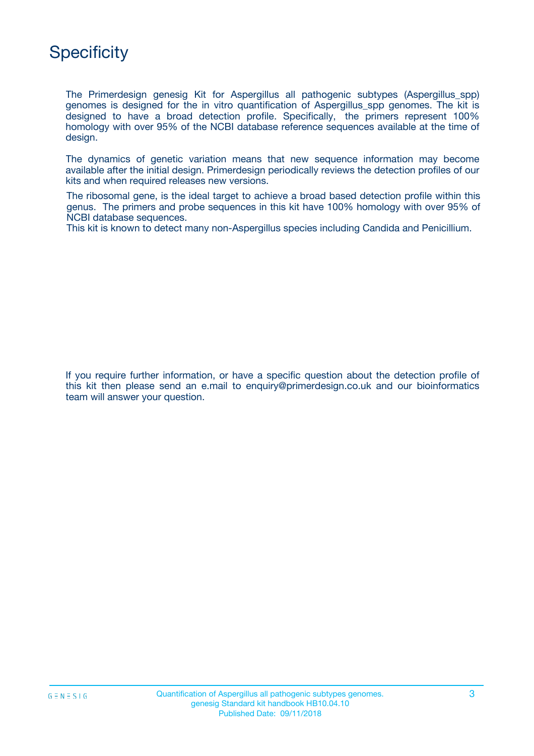# Specificity

The Primerdesign genesig Kit for Aspergillus all pathogenic subtypes (Aspergillus_spp) genomes is designed for the in vitro quantification of Aspergillus_spp genomes. The kit is designed to have a broad detection profile. Specifically, the primers represent 100% homology with over 95% of the NCBI database reference sequences available at the time of design.

The dynamics of genetic variation means that new sequence information may become available after the initial design. Primerdesign periodically reviews the detection profiles of our kits and when required releases new versions.

The ribosomal gene, is the ideal target to achieve a broad based detection profile within this genus. The primers and probe sequences in this kit have 100% homology with over 95% of NCBI database sequences.
This kit is known to detect many non-Aspergillus species including Candida and Penicillium.

If you require further information, or have a specific question about the detection profile of this kit then please send an e.mail to enquiry@primerdesign.co.uk and our bioinformatics team will answer your question.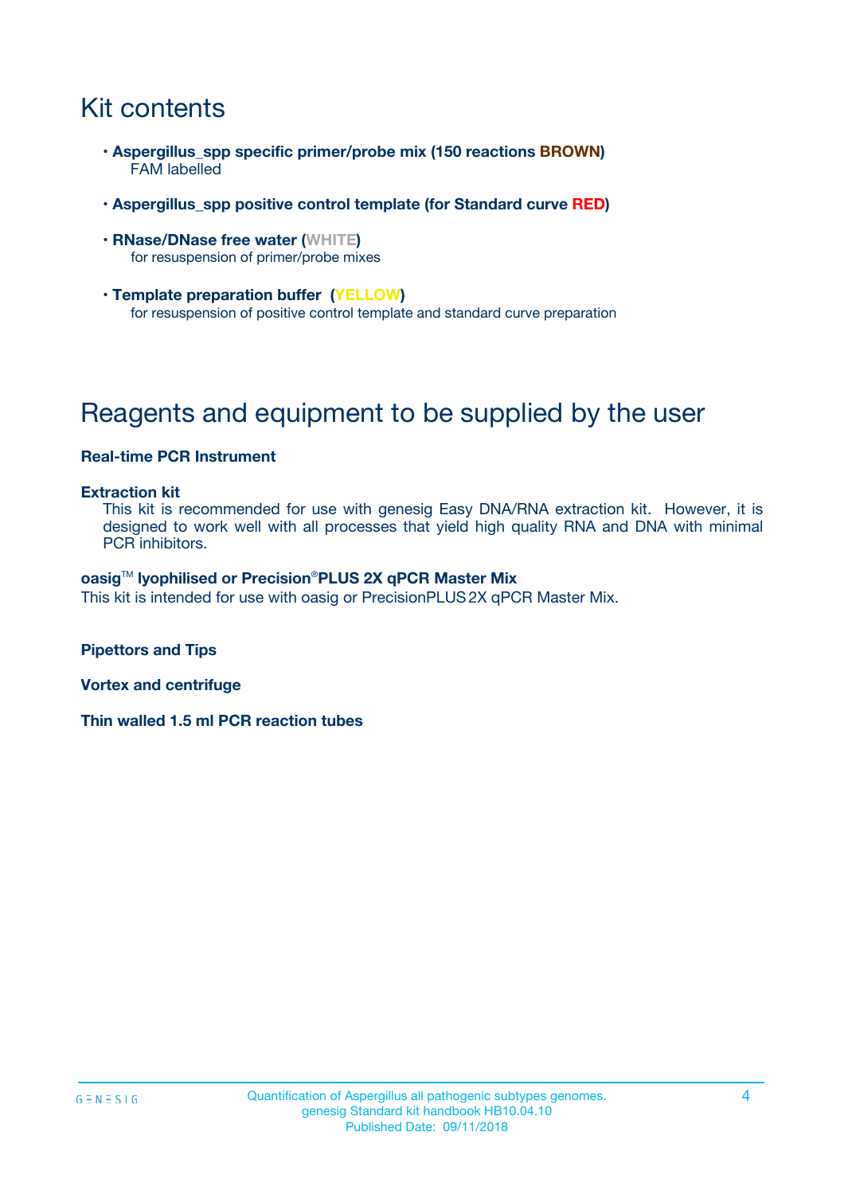# Kit contents

- **Aspergillus_spp specific primer/probe mix (150 reactions BROWN)**
  FAM labelled

- **Aspergillus_spp positive control template (for Standard curve RED)**

- **RNase/DNase free water (WHITE)**
  for resuspension of primer/probe mixes

- **Template preparation buffer (YELLOW)**
  for resuspension of positive control template and standard curve preparation

# Reagents and equipment to be supplied by the user

**Real-time PCR Instrument**

**Extraction kit**

This kit is recommended for use with genesig Easy DNA/RNA extraction kit. However, it is designed to work well with all processes that yield high quality RNA and DNA with minimal PCR inhibitors.

**oasig™ lyophilised or Precision®PLUS 2X qPCR Master Mix**

This kit is intended for use with oasig or PrecisionPLUS 2X qPCR Master Mix.

**Pipettors and Tips**

**Vortex and centrifuge**

**Thin walled 1.5 ml PCR reaction tubes**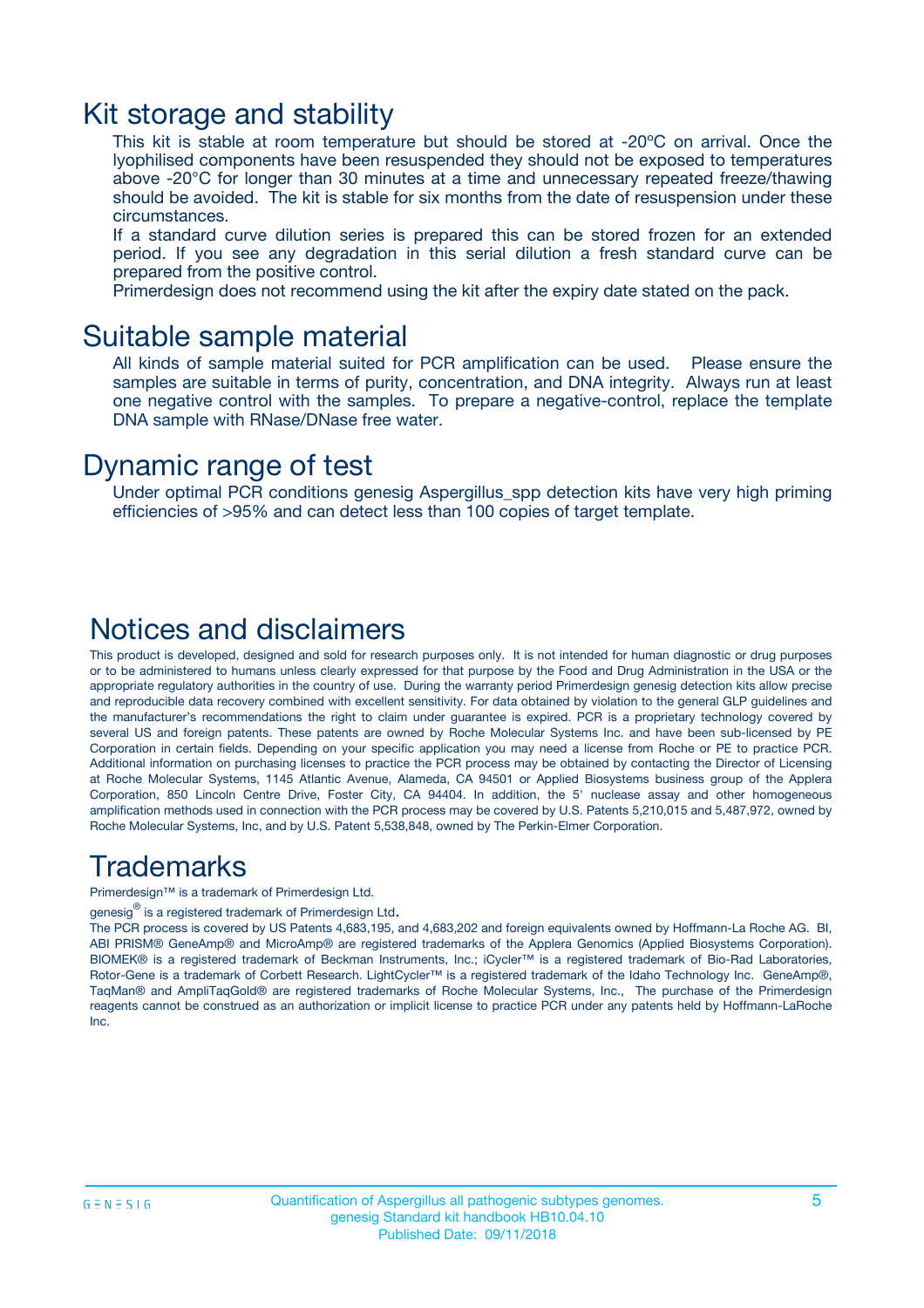# Kit storage and stability

This kit is stable at room temperature but should be stored at -20ºC on arrival. Once the lyophilised components have been resuspended they should not be exposed to temperatures above -20°C for longer than 30 minutes at a time and unnecessary repeated freeze/thawing should be avoided. The kit is stable for six months from the date of resuspension under these circumstances.

If a standard curve dilution series is prepared this can be stored frozen for an extended period. If you see any degradation in this serial dilution a fresh standard curve can be prepared from the positive control.

Primerdesign does not recommend using the kit after the expiry date stated on the pack.

# Suitable sample material

All kinds of sample material suited for PCR amplification can be used. Please ensure the samples are suitable in terms of purity, concentration, and DNA integrity. Always run at least one negative control with the samples. To prepare a negative-control, replace the template DNA sample with RNase/DNase free water.

# Dynamic range of test

Under optimal PCR conditions genesig Aspergillus_spp detection kits have very high priming efficiencies of >95% and can detect less than 100 copies of target template.

# Notices and disclaimers

This product is developed, designed and sold for research purposes only. It is not intended for human diagnostic or drug purposes or to be administered to humans unless clearly expressed for that purpose by the Food and Drug Administration in the USA or the appropriate regulatory authorities in the country of use. During the warranty period Primerdesign genesig detection kits allow precise and reproducible data recovery combined with excellent sensitivity. For data obtained by violation to the general GLP guidelines and the manufacturer's recommendations the right to claim under guarantee is expired. PCR is a proprietary technology covered by several US and foreign patents. These patents are owned by Roche Molecular Systems Inc. and have been sub-licensed by PE Corporation in certain fields. Depending on your specific application you may need a license from Roche or PE to practice PCR. Additional information on purchasing licenses to practice the PCR process may be obtained by contacting the Director of Licensing at Roche Molecular Systems, 1145 Atlantic Avenue, Alameda, CA 94501 or Applied Biosystems business group of the Applera Corporation, 850 Lincoln Centre Drive, Foster City, CA 94404. In addition, the 5' nuclease assay and other homogeneous amplification methods used in connection with the PCR process may be covered by U.S. Patents 5,210,015 and 5,487,972, owned by Roche Molecular Systems, Inc, and by U.S. Patent 5,538,848, owned by The Perkin-Elmer Corporation.

# Trademarks

Primerdesign™ is a trademark of Primerdesign Ltd.

genesig® is a registered trademark of Primerdesign Ltd.

The PCR process is covered by US Patents 4,683,195, and 4,683,202 and foreign equivalents owned by Hoffmann-La Roche AG. BI, ABI PRISM® GeneAmp® and MicroAmp® are registered trademarks of the Applera Genomics (Applied Biosystems Corporation). BIOMEK® is a registered trademark of Beckman Instruments, Inc.; iCycler™ is a registered trademark of Bio-Rad Laboratories, Rotor-Gene is a trademark of Corbett Research. LightCycler™ is a registered trademark of the Idaho Technology Inc. GeneAmp®, TaqMan® and AmpliTaqGold® are registered trademarks of Roche Molecular Systems, Inc., The purchase of the Primerdesign reagents cannot be construed as an authorization or implicit license to practice PCR under any patents held by Hoffmann-LaRoche Inc.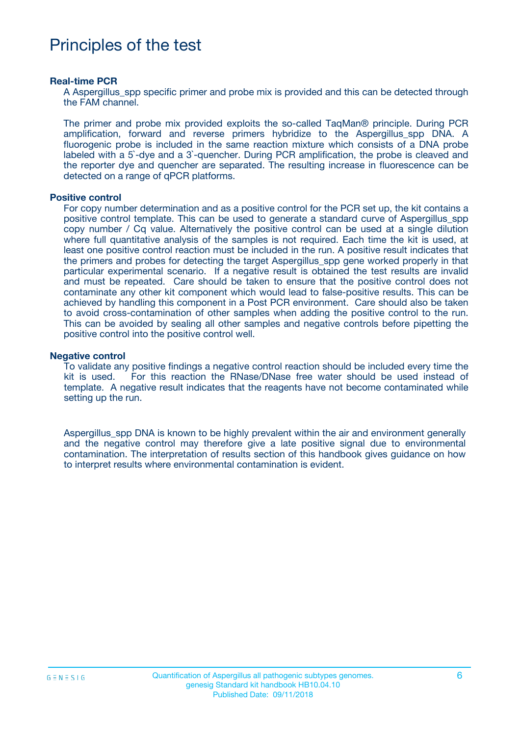# Principles of the test

### Real-time PCR

A Aspergillus_spp specific primer and probe mix is provided and this can be detected through the FAM channel.

The primer and probe mix provided exploits the so-called TaqMan® principle. During PCR amplification, forward and reverse primers hybridize to the Aspergillus_spp DNA. A fluorogenic probe is included in the same reaction mixture which consists of a DNA probe labeled with a 5`-dye and a 3`-quencher. During PCR amplification, the probe is cleaved and the reporter dye and quencher are separated. The resulting increase in fluorescence can be detected on a range of qPCR platforms.

### Positive control

For copy number determination and as a positive control for the PCR set up, the kit contains a positive control template. This can be used to generate a standard curve of Aspergillus_spp copy number / Cq value. Alternatively the positive control can be used at a single dilution where full quantitative analysis of the samples is not required. Each time the kit is used, at least one positive control reaction must be included in the run. A positive result indicates that the primers and probes for detecting the target Aspergillus_spp gene worked properly in that particular experimental scenario. If a negative result is obtained the test results are invalid and must be repeated. Care should be taken to ensure that the positive control does not contaminate any other kit component which would lead to false-positive results. This can be achieved by handling this component in a Post PCR environment. Care should also be taken to avoid cross-contamination of other samples when adding the positive control to the run. This can be avoided by sealing all other samples and negative controls before pipetting the positive control into the positive control well.

### Negative control

To validate any positive findings a negative control reaction should be included every time the kit is used. For this reaction the RNase/DNase free water should be used instead of template. A negative result indicates that the reagents have not become contaminated while setting up the run.

Aspergillus_spp DNA is known to be highly prevalent within the air and environment generally and the negative control may therefore give a late positive signal due to environmental contamination. The interpretation of results section of this handbook gives guidance on how to interpret results where environmental contamination is evident.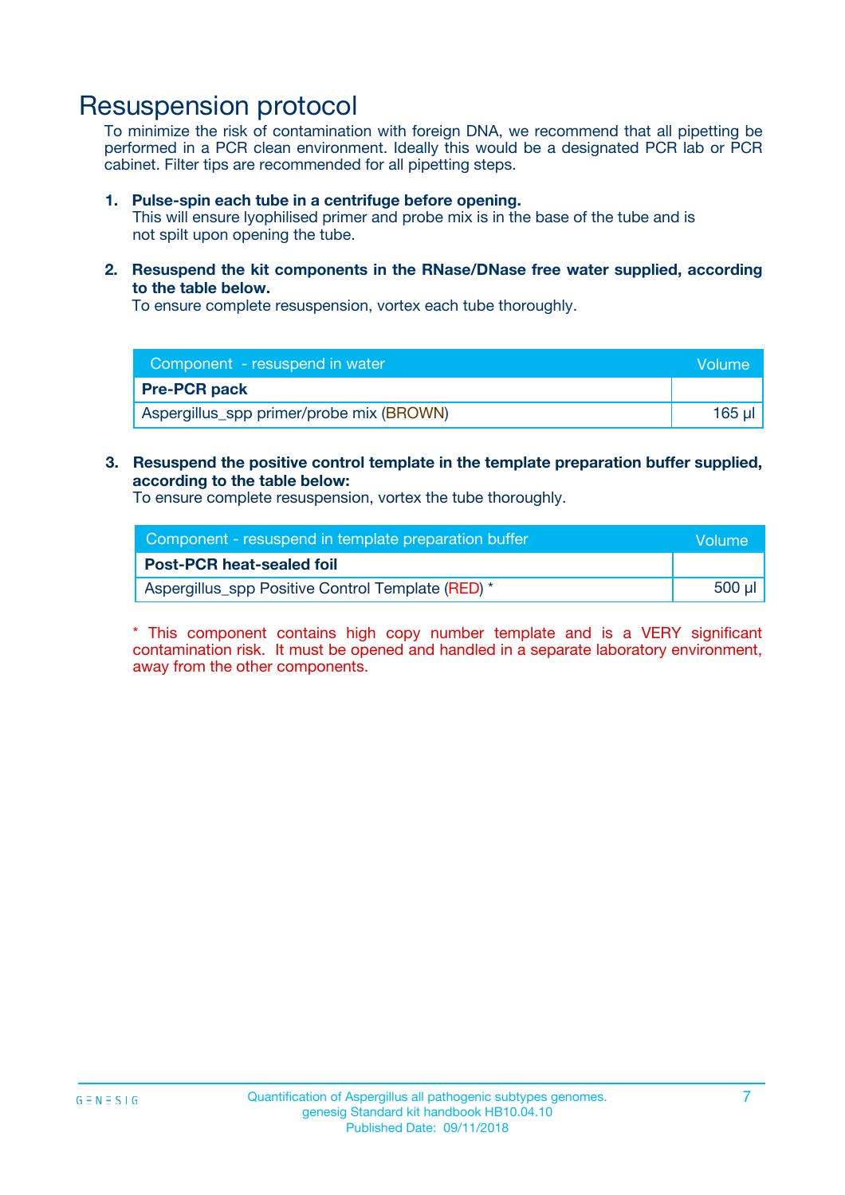# Resuspension protocol

To minimize the risk of contamination with foreign DNA, we recommend that all pipetting be performed in a PCR clean environment. Ideally this would be a designated PCR lab or PCR cabinet. Filter tips are recommended for all pipetting steps.

1. **Pulse-spin each tube in a centrifuge before opening.**
   This will ensure lyophilised primer and probe mix is in the base of the tube and is not spilt upon opening the tube.

2. **Resuspend the kit components in the RNase/DNase free water supplied, according to the table below.**
   To ensure complete resuspension, vortex each tube thoroughly.

| Component - resuspend in water | Volume |
|---|---|
| **Pre-PCR pack** | |
| Aspergillus_spp primer/probe mix (BROWN) | 165 µl |

3. **Resuspend the positive control template in the template preparation buffer supplied, according to the table below:**
   To ensure complete resuspension, vortex the tube thoroughly.

| Component - resuspend in template preparation buffer | Volume |
|---|---|
| **Post-PCR heat-sealed foil** | |
| Aspergillus_spp Positive Control Template (RED) * | 500 µl |

* This component contains high copy number template and is a VERY significant contamination risk. It must be opened and handled in a separate laboratory environment, away from the other components.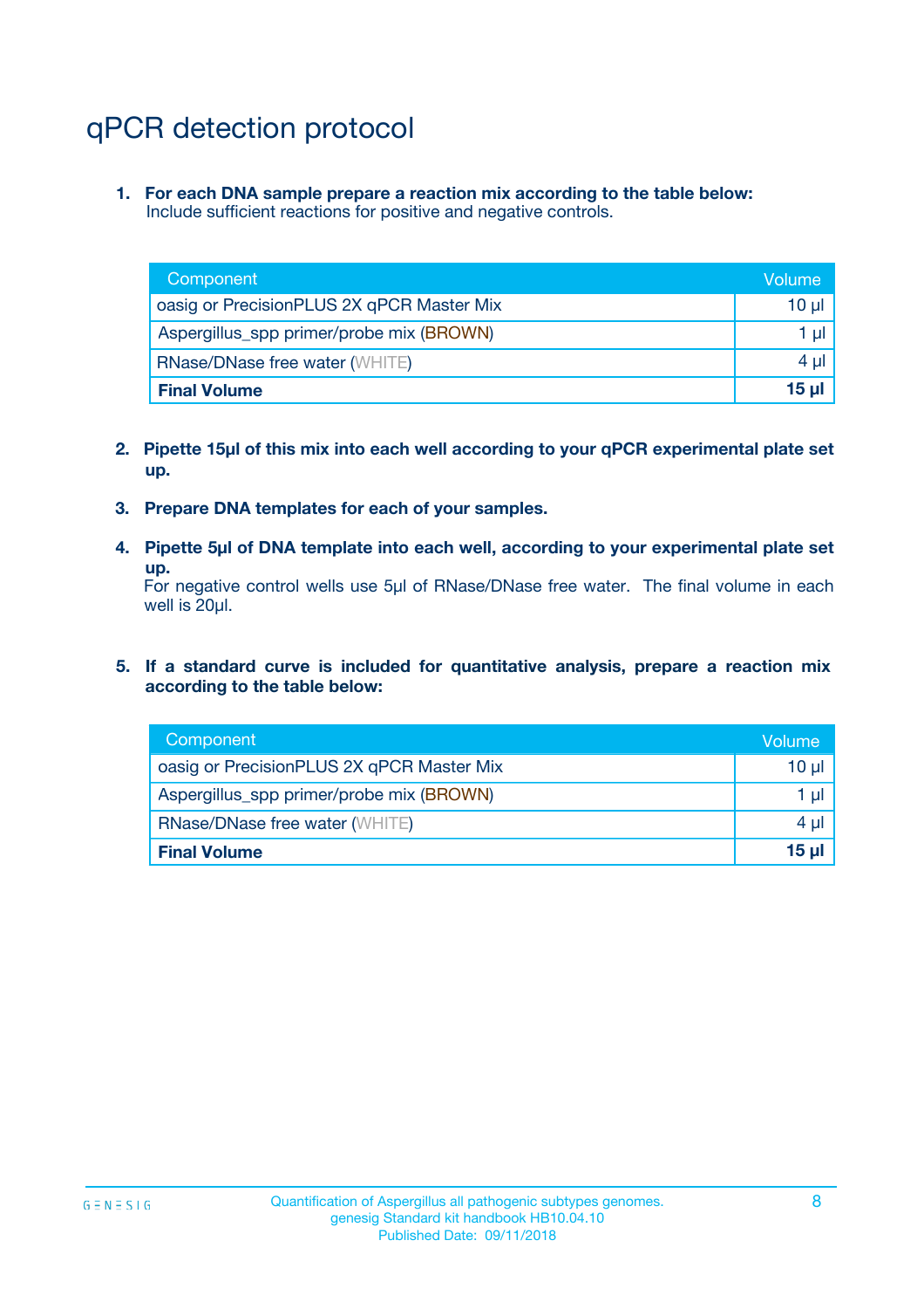# qPCR detection protocol

1. **For each DNA sample prepare a reaction mix according to the table below:**
   Include sufficient reactions for positive and negative controls.

| Component | Volume |
|---|---|
| oasig or PrecisionPLUS 2X qPCR Master Mix | 10 µl |
| Aspergillus_spp primer/probe mix (BROWN) | 1 µl |
| RNase/DNase free water (WHITE) | 4 µl |
| **Final Volume** | **15 µl** |

2. **Pipette 15µl of this mix into each well according to your qPCR experimental plate set up.**

3. **Prepare DNA templates for each of your samples.**

4. **Pipette 5µl of DNA template into each well, according to your experimental plate set up.**
   For negative control wells use 5µl of RNase/DNase free water. The final volume in each well is 20µl.

5. **If a standard curve is included for quantitative analysis, prepare a reaction mix according to the table below:**

| Component | Volume |
|---|---|
| oasig or PrecisionPLUS 2X qPCR Master Mix | 10 µl |
| Aspergillus_spp primer/probe mix (BROWN) | 1 µl |
| RNase/DNase free water (WHITE) | 4 µl |
| **Final Volume** | **15 µl** |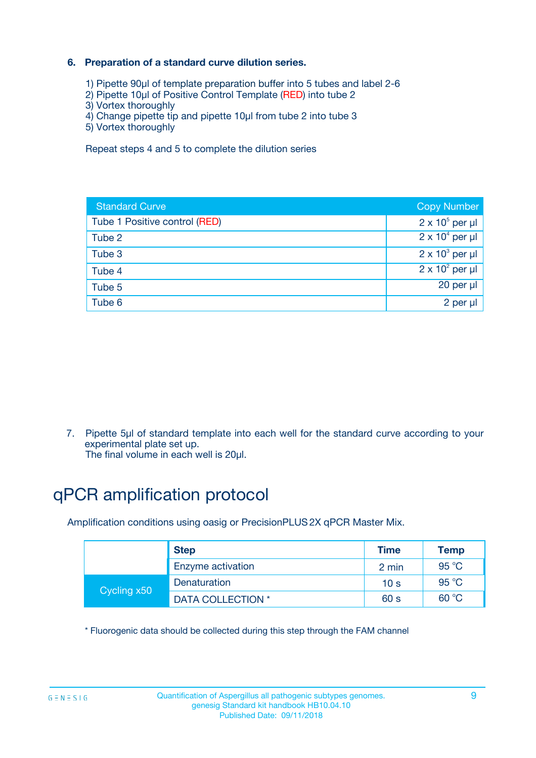### 6. Preparation of a standard curve dilution series.

1) Pipette 90µl of template preparation buffer into 5 tubes and label 2-6
2) Pipette 10µl of Positive Control Template (RED) into tube 2
3) Vortex thoroughly
4) Change pipette tip and pipette 10µl from tube 2 into tube 3
5) Vortex thoroughly

Repeat steps 4 and 5 to complete the dilution series

| Standard Curve | Copy Number |
|---|---|
| Tube 1 Positive control (RED) | $2 \times 10^5$ per µl |
| Tube 2 | $2 \times 10^4$ per µl |
| Tube 3 | $2 \times 10^3$ per µl |
| Tube 4 | $2 \times 10^2$ per µl |
| Tube 5 | 20 per µl |
| Tube 6 | 2 per µl |

7. Pipette 5µl of standard template into each well for the standard curve according to your experimental plate set up.
   The final volume in each well is 20µl.

# qPCR amplification protocol

Amplification conditions using oasig or PrecisionPLUS 2X qPCR Master Mix.

| | Step | Time | Temp |
|---|---|---|---|
| | Enzyme activation | 2 min | 95 °C |
| Cycling x50 | Denaturation | 10 s | 95 °C |
| | DATA COLLECTION * | 60 s | 60 °C |

* Fluorogenic data should be collected during this step through the FAM channel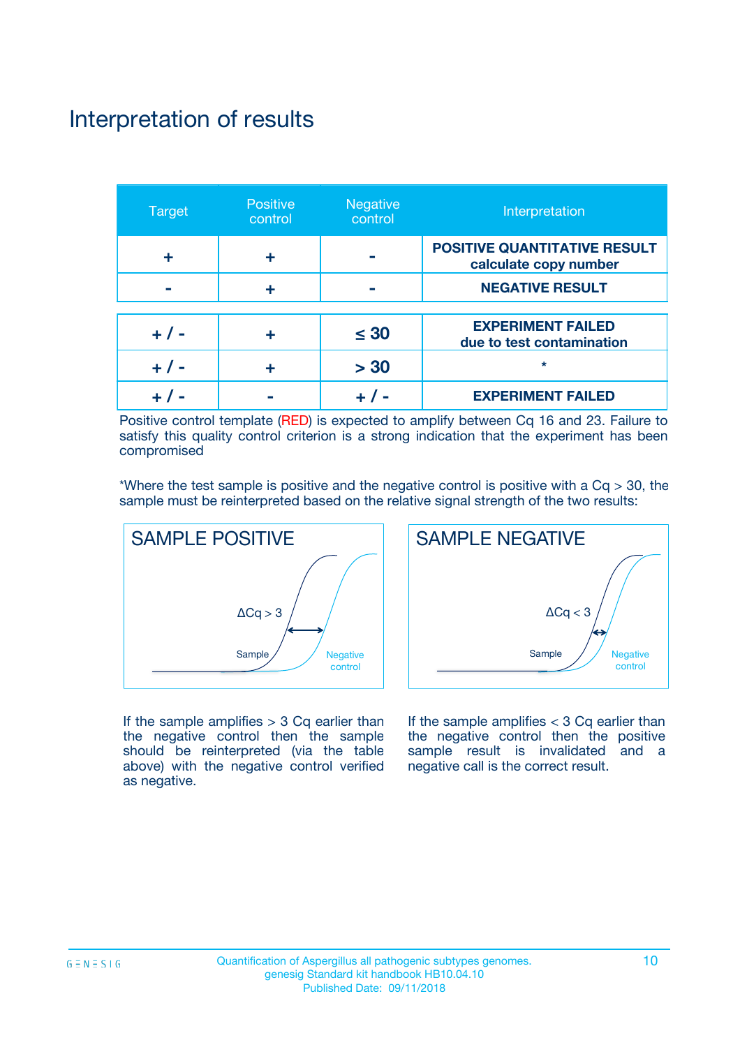# Interpretation of results

| Target | Positive control | Negative control | Interpretation |
|---|---|---|---|
| + | + | - | **POSITIVE QUANTITATIVE RESULT calculate copy number** |
| - | + | - | **NEGATIVE RESULT** |
| + / - | + | ≤ 30 | **EXPERIMENT FAILED due to test contamination** |
| + / - | + | > 30 | * |
| + / - | - | + / - | **EXPERIMENT FAILED** |

Positive control template (RED) is expected to amplify between Cq 16 and 23. Failure to satisfy this quality control criterion is a strong indication that the experiment has been compromised

*Where the test sample is positive and the negative control is positive with a Cq > 30, the sample must be reinterpreted based on the relative signal strength of the two results:

SAMPLE POSITIVE

ΔCq > 3

Sample

Negative control

SAMPLE NEGATIVE

ΔCq < 3

Sample

Negative control

If the sample amplifies > 3 Cq earlier than the negative control then the sample should be reinterpreted (via the table above) with the negative control verified as negative.

If the sample amplifies < 3 Cq earlier than the negative control then the positive sample result is invalidated and a negative call is the correct result.